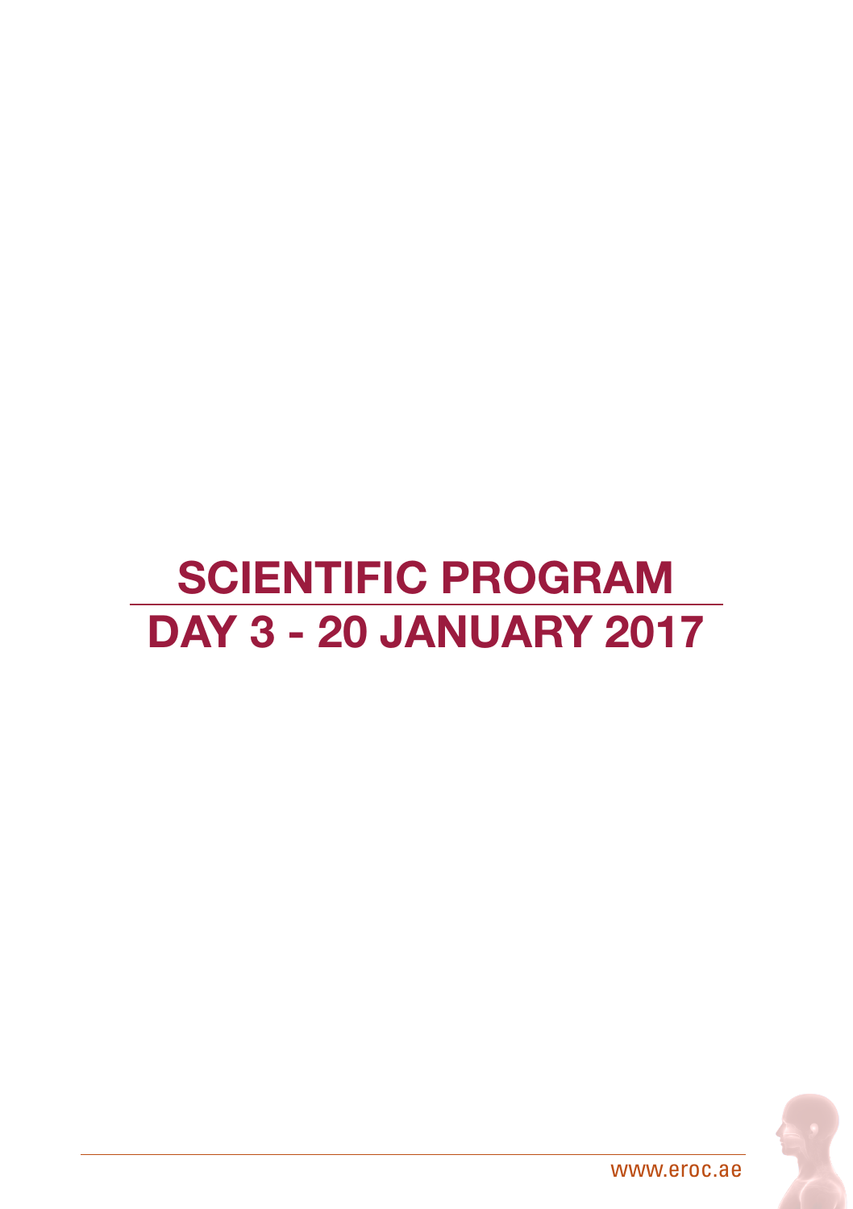# SCIENTIFIC PROGRAM

# DAY 3 - 20 JANUARY 2017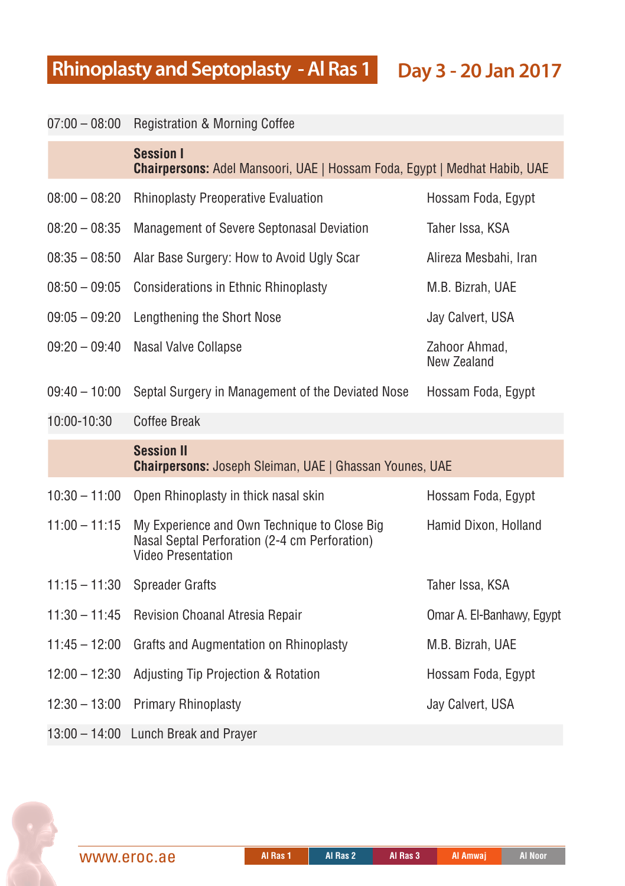# Rhinoplasty and Septoplasty - Al Ras 1

## Day 3 - 20 Jan 2017

| Time | Topic | Speaker |
|---|---|---|
| 07:00 – 08:00 | Registration & Morning Coffee | |
| | **Session I** **Chairpersons:** Adel Mansoori, UAE \| Hossam Foda, Egypt \| Medhat Habib, UAE | |
| 08:00 – 08:20 | Rhinoplasty Preoperative Evaluation | Hossam Foda, Egypt |
| 08:20 – 08:35 | Management of Severe Septonasal Deviation | Taher Issa, KSA |
| 08:35 – 08:50 | Alar Base Surgery: How to Avoid Ugly Scar | Alireza Mesbahi, Iran |
| 08:50 – 09:05 | Considerations in Ethnic Rhinoplasty | M.B. Bizrah, UAE |
| 09:05 – 09:20 | Lengthening the Short Nose | Jay Calvert, USA |
| 09:20 – 09:40 | Nasal Valve Collapse | Zahoor Ahmad, New Zealand |
| 09:40 – 10:00 | Septal Surgery in Management of the Deviated Nose | Hossam Foda, Egypt |
| 10:00-10:30 | Coffee Break | |
| | **Session II** **Chairpersons:** Joseph Sleiman, UAE \| Ghassan Younes, UAE | |
| 10:30 – 11:00 | Open Rhinoplasty in thick nasal skin | Hossam Foda, Egypt |
| 11:00 – 11:15 | My Experience and Own Technique to Close Big Nasal Septal Perforation (2-4 cm Perforation) Video Presentation | Hamid Dixon, Holland |
| 11:15 – 11:30 | Spreader Grafts | Taher Issa, KSA |
| 11:30 – 11:45 | Revision Choanal Atresia Repair | Omar A. El-Banhawy, Egypt |
| 11:45 – 12:00 | Grafts and Augmentation on Rhinoplasty | M.B. Bizrah, UAE |
| 12:00 – 12:30 | Adjusting Tip Projection & Rotation | Hossam Foda, Egypt |
| 12:30 – 13:00 | Primary Rhinoplasty | Jay Calvert, USA |
| 13:00 – 14:00 | Lunch Break and Prayer | |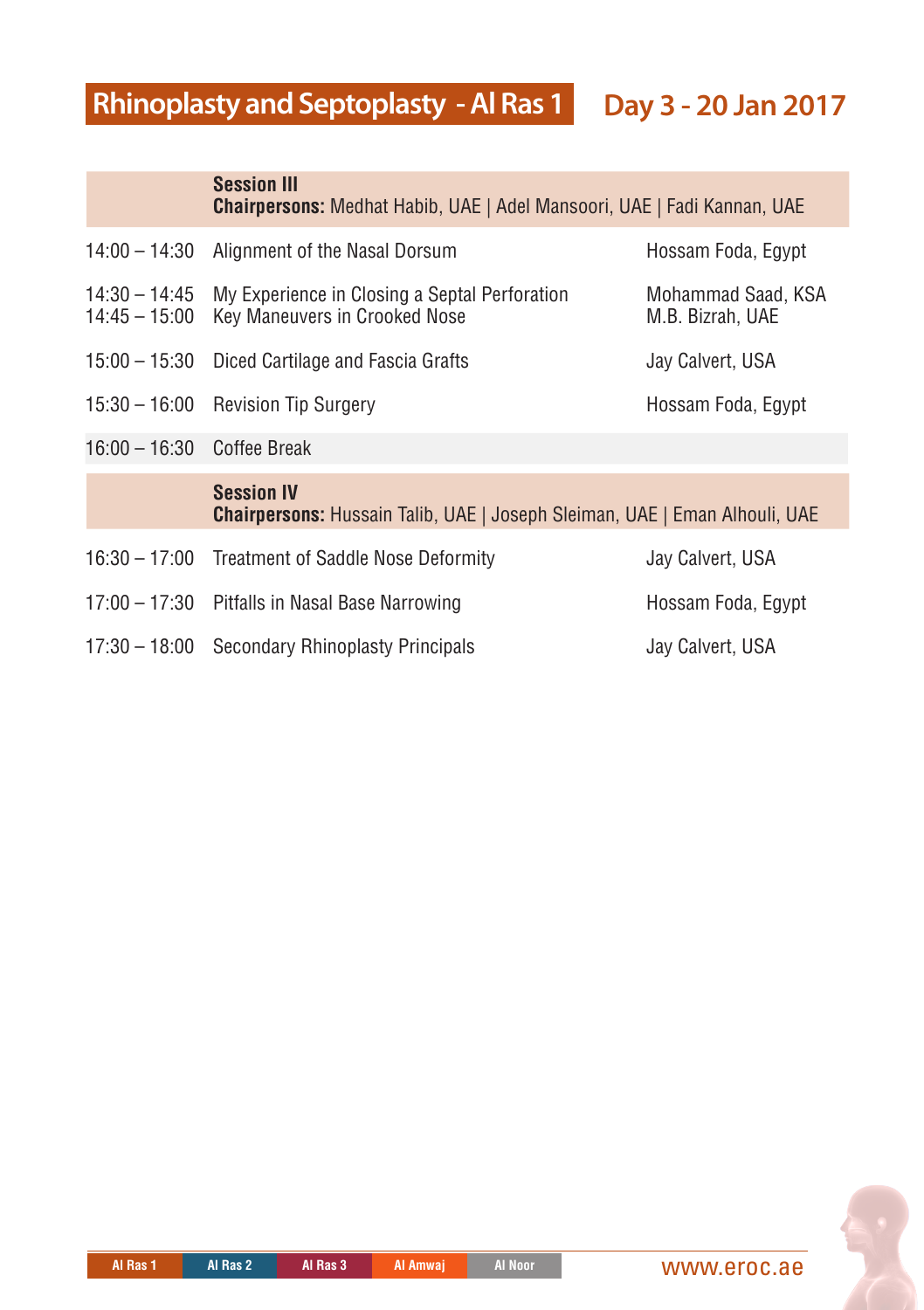# Rhinoplasty and Septoplasty - Al Ras 1

## Day 3 - 20 Jan 2017

| | | |
|---|---|---|
| | **Session III**<br>**Chairpersons:** Medhat Habib, UAE \| Adel Mansoori, UAE \| Fadi Kannan, UAE | |
| 14:00 – 14:30 | Alignment of the Nasal Dorsum | Hossam Foda, Egypt |
| 14:30 – 14:45 | My Experience in Closing a Septal Perforation | Mohammad Saad, KSA |
| 14:45 – 15:00 | Key Maneuvers in Crooked Nose | M.B. Bizrah, UAE |
| 15:00 – 15:30 | Diced Cartilage and Fascia Grafts | Jay Calvert, USA |
| 15:30 – 16:00 | Revision Tip Surgery | Hossam Foda, Egypt |
| 16:00 – 16:30 | Coffee Break | |
| | **Session IV**<br>**Chairpersons:** Hussain Talib, UAE \| Joseph Sleiman, UAE \| Eman Alhouli, UAE | |
| 16:30 – 17:00 | Treatment of Saddle Nose Deformity | Jay Calvert, USA |
| 17:00 – 17:30 | Pitfalls in Nasal Base Narrowing | Hossam Foda, Egypt |
| 17:30 – 18:00 | Secondary Rhinoplasty Principals | Jay Calvert, USA |

Al Ras 1 | Al Ras 2 | Al Ras 3 | Al Amwaj | Al Noor

www.eroc.ae